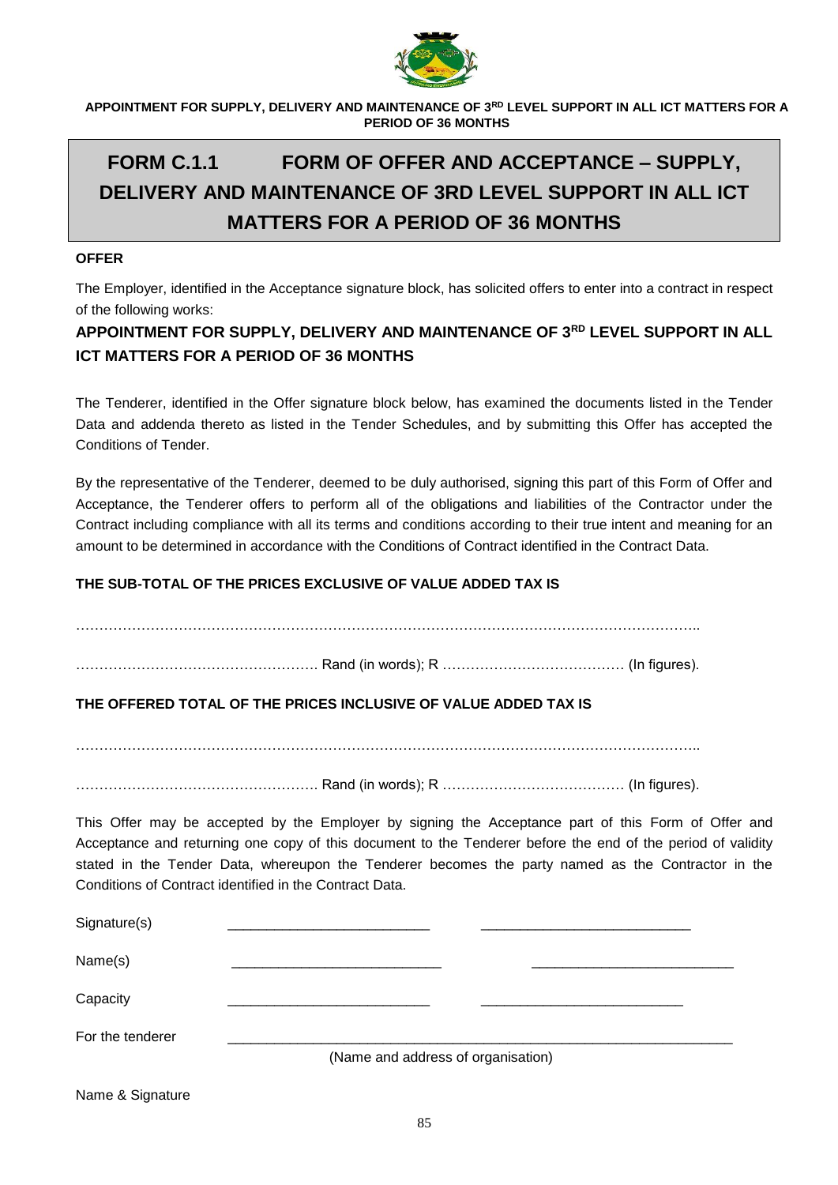**APPOINTMENT FOR SUPPLY, DELIVERY AND MAINTENANCE OF 3RD LEVEL SUPPORT IN ALL ICT MATTERS FOR A PERIOD OF 36 MONTHS**

# FORM C.1.1 FORM OF OFFER AND ACCEPTANCE – SUPPLY, DELIVERY AND MAINTENANCE OF 3RD LEVEL SUPPORT IN ALL ICT MATTERS FOR A PERIOD OF 36 MONTHS

**OFFER**

The Employer, identified in the Acceptance signature block, has solicited offers to enter into a contract in respect of the following works:

**APPOINTMENT FOR SUPPLY, DELIVERY AND MAINTENANCE OF 3RD LEVEL SUPPORT IN ALL ICT MATTERS FOR A PERIOD OF 36 MONTHS**

The Tenderer, identified in the Offer signature block below, has examined the documents listed in the Tender Data and addenda thereto as listed in the Tender Schedules, and by submitting this Offer has accepted the Conditions of Tender.

By the representative of the Tenderer, deemed to be duly authorised, signing this part of this Form of Offer and Acceptance, the Tenderer offers to perform all of the obligations and liabilities of the Contractor under the Contract including compliance with all its terms and conditions according to their true intent and meaning for an amount to be determined in accordance with the Conditions of Contract identified in the Contract Data.

**THE SUB-TOTAL OF THE PRICES EXCLUSIVE OF VALUE ADDED TAX IS**

…………………………………………………………………………………………………………………..

……………………………………………. Rand (in words); R ………………………………… (In figures).

**THE OFFERED TOTAL OF THE PRICES INCLUSIVE OF VALUE ADDED TAX IS**

…………………………………………………………………………………………………………………..

……………………………………………. Rand (in words); R ………………………………… (In figures).

This Offer may be accepted by the Employer by signing the Acceptance part of this Form of Offer and Acceptance and returning one copy of this document to the Tenderer before the end of the period of validity stated in the Tender Data, whereupon the Tenderer becomes the party named as the Contractor in the Conditions of Contract identified in the Contract Data.

Signature(s) \_\_\_\_\_\_\_\_\_\_\_\_\_\_\_\_\_\_\_\_\_\_\_\_\_\_ \_\_\_\_\_\_\_\_\_\_\_\_\_\_\_\_\_\_\_\_\_\_\_\_\_\_

Name(s) \_\_\_\_\_\_\_\_\_\_\_\_\_\_\_\_\_\_\_\_\_\_\_\_\_\_ \_\_\_\_\_\_\_\_\_\_\_\_\_\_\_\_\_\_\_\_\_\_\_\_\_\_

Capacity \_\_\_\_\_\_\_\_\_\_\_\_\_\_\_\_\_\_\_\_\_\_\_\_\_\_ \_\_\_\_\_\_\_\_\_\_\_\_\_\_\_\_\_\_\_\_\_\_\_\_\_\_

For the tenderer \_\_\_\_\_\_\_\_\_\_\_\_\_\_\_\_\_\_\_\_\_\_\_\_\_\_\_\_\_\_\_\_\_\_\_\_\_\_\_\_\_\_\_\_\_\_\_\_\_\_\_\_\_\_

(Name and address of organisation)

Name & Signature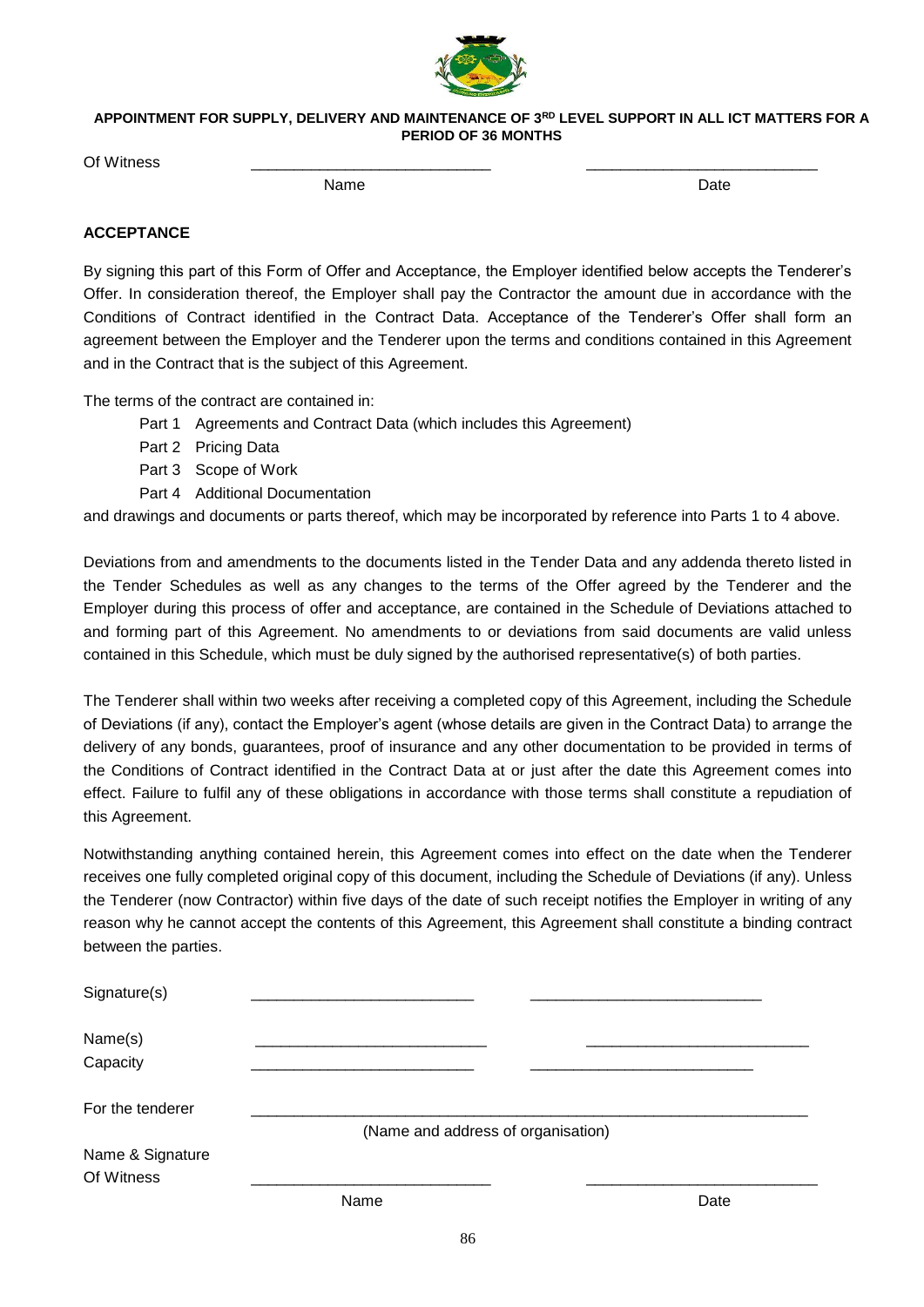**APPOINTMENT FOR SUPPLY, DELIVERY AND MAINTENANCE OF 3RD LEVEL SUPPORT IN ALL ICT MATTERS FOR A PERIOD OF 36 MONTHS**

Of Witness ____________________________ ____________________________

Name Date

**ACCEPTANCE**

By signing this part of this Form of Offer and Acceptance, the Employer identified below accepts the Tenderer's Offer. In consideration thereof, the Employer shall pay the Contractor the amount due in accordance with the Conditions of Contract identified in the Contract Data. Acceptance of the Tenderer's Offer shall form an agreement between the Employer and the Tenderer upon the terms and conditions contained in this Agreement and in the Contract that is the subject of this Agreement.

The terms of the contract are contained in:

- Part 1 Agreements and Contract Data (which includes this Agreement)
- Part 2 Pricing Data
- Part 3 Scope of Work
- Part 4 Additional Documentation

and drawings and documents or parts thereof, which may be incorporated by reference into Parts 1 to 4 above.

Deviations from and amendments to the documents listed in the Tender Data and any addenda thereto listed in the Tender Schedules as well as any changes to the terms of the Offer agreed by the Tenderer and the Employer during this process of offer and acceptance, are contained in the Schedule of Deviations attached to and forming part of this Agreement. No amendments to or deviations from said documents are valid unless contained in this Schedule, which must be duly signed by the authorised representative(s) of both parties.

The Tenderer shall within two weeks after receiving a completed copy of this Agreement, including the Schedule of Deviations (if any), contact the Employer's agent (whose details are given in the Contract Data) to arrange the delivery of any bonds, guarantees, proof of insurance and any other documentation to be provided in terms of the Conditions of Contract identified in the Contract Data at or just after the date this Agreement comes into effect. Failure to fulfil any of these obligations in accordance with those terms shall constitute a repudiation of this Agreement.

Notwithstanding anything contained herein, this Agreement comes into effect on the date when the Tenderer receives one fully completed original copy of this document, including the Schedule of Deviations (if any). Unless the Tenderer (now Contractor) within five days of the date of such receipt notifies the Employer in writing of any reason why he cannot accept the contents of this Agreement, this Agreement shall constitute a binding contract between the parties.

Signature(s) ____________________________ ____________________________

Name(s) ____________________________ ____________________________

Capacity ____________________________ ____________________________

For the tenderer ______________________________________________________________

(Name and address of organisation)

Name & Signature

Of Witness ____________________________ ____________________________

Name Date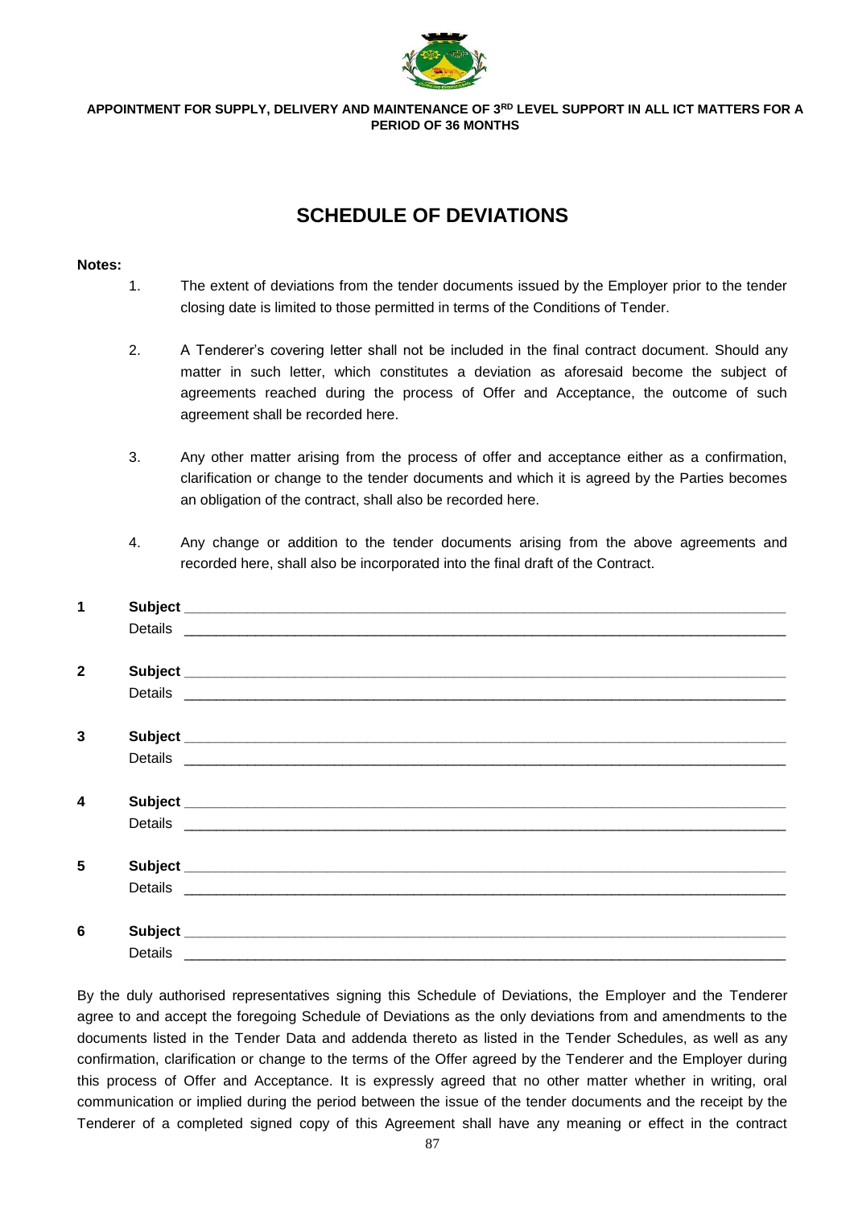# SCHEDULE OF DEVIATIONS

**Notes:**

1. The extent of deviations from the tender documents issued by the Employer prior to the tender closing date is limited to those permitted in terms of the Conditions of Tender.

2. A Tenderer's covering letter shall not be included in the final contract document. Should any matter in such letter, which constitutes a deviation as aforesaid become the subject of agreements reached during the process of Offer and Acceptance, the outcome of such agreement shall be recorded here.

3. Any other matter arising from the process of offer and acceptance either as a confirmation, clarification or change to the tender documents and which it is agreed by the Parties becomes an obligation of the contract, shall also be recorded here.

4. Any change or addition to the tender documents arising from the above agreements and recorded here, shall also be incorporated into the final draft of the Contract.

**1** **Subject** ___________________________________________________________________________

Details ___________________________________________________________________________

**2** **Subject** ___________________________________________________________________________

Details ___________________________________________________________________________

**3** **Subject** ___________________________________________________________________________

Details ___________________________________________________________________________

**4** **Subject** ___________________________________________________________________________

Details ___________________________________________________________________________

**5** **Subject** ___________________________________________________________________________

Details ___________________________________________________________________________

**6** **Subject** ___________________________________________________________________________

Details ___________________________________________________________________________

By the duly authorised representatives signing this Schedule of Deviations, the Employer and the Tenderer agree to and accept the foregoing Schedule of Deviations as the only deviations from and amendments to the documents listed in the Tender Data and addenda thereto as listed in the Tender Schedules, as well as any confirmation, clarification or change to the terms of the Offer agreed by the Tenderer and the Employer during this process of Offer and Acceptance. It is expressly agreed that no other matter whether in writing, oral communication or implied during the period between the issue of the tender documents and the receipt by the Tenderer of a completed signed copy of this Agreement shall have any meaning or effect in the contract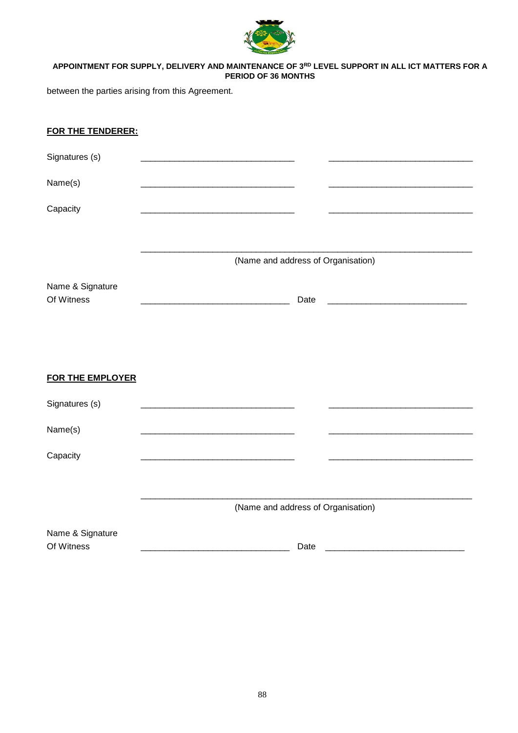**APPOINTMENT FOR SUPPLY, DELIVERY AND MAINTENANCE OF 3RD LEVEL SUPPORT IN ALL ICT MATTERS FOR A PERIOD OF 36 MONTHS**

between the parties arising from this Agreement.

**FOR THE TENDERER:**

Signatures (s) \_\_\_\_\_\_\_\_\_\_\_\_\_\_\_\_\_\_\_\_\_\_\_\_\_\_\_\_\_\_\_\_ \_\_\_\_\_\_\_\_\_\_\_\_\_\_\_\_\_\_\_\_\_\_\_\_\_\_\_\_\_\_

Name(s) \_\_\_\_\_\_\_\_\_\_\_\_\_\_\_\_\_\_\_\_\_\_\_\_\_\_\_\_\_\_\_\_ \_\_\_\_\_\_\_\_\_\_\_\_\_\_\_\_\_\_\_\_\_\_\_\_\_\_\_\_\_\_

Capacity \_\_\_\_\_\_\_\_\_\_\_\_\_\_\_\_\_\_\_\_\_\_\_\_\_\_\_\_\_\_\_\_ \_\_\_\_\_\_\_\_\_\_\_\_\_\_\_\_\_\_\_\_\_\_\_\_\_\_\_\_\_\_

\_\_\_\_\_\_\_\_\_\_\_\_\_\_\_\_\_\_\_\_\_\_\_\_\_\_\_\_\_\_\_\_\_\_\_\_\_\_\_\_\_\_\_\_\_\_\_\_\_\_\_\_\_\_\_\_\_\_\_\_\_\_\_\_\_\_

(Name and address of Organisation)

Name & Signature
Of Witness \_\_\_\_\_\_\_\_\_\_\_\_\_\_\_\_\_\_\_\_\_\_\_\_\_\_\_\_\_\_\_ Date \_\_\_\_\_\_\_\_\_\_\_\_\_\_\_\_\_\_\_\_\_\_\_\_\_\_\_\_\_

**FOR THE EMPLOYER**

Signatures (s) \_\_\_\_\_\_\_\_\_\_\_\_\_\_\_\_\_\_\_\_\_\_\_\_\_\_\_\_\_\_\_\_ \_\_\_\_\_\_\_\_\_\_\_\_\_\_\_\_\_\_\_\_\_\_\_\_\_\_\_\_\_\_

Name(s) \_\_\_\_\_\_\_\_\_\_\_\_\_\_\_\_\_\_\_\_\_\_\_\_\_\_\_\_\_\_\_\_ \_\_\_\_\_\_\_\_\_\_\_\_\_\_\_\_\_\_\_\_\_\_\_\_\_\_\_\_\_\_

Capacity \_\_\_\_\_\_\_\_\_\_\_\_\_\_\_\_\_\_\_\_\_\_\_\_\_\_\_\_\_\_\_\_ \_\_\_\_\_\_\_\_\_\_\_\_\_\_\_\_\_\_\_\_\_\_\_\_\_\_\_\_\_\_

\_\_\_\_\_\_\_\_\_\_\_\_\_\_\_\_\_\_\_\_\_\_\_\_\_\_\_\_\_\_\_\_\_\_\_\_\_\_\_\_\_\_\_\_\_\_\_\_\_\_\_\_\_\_\_\_\_\_\_\_\_\_\_\_\_\_

(Name and address of Organisation)

Name & Signature
Of Witness \_\_\_\_\_\_\_\_\_\_\_\_\_\_\_\_\_\_\_\_\_\_\_\_\_\_\_\_\_\_\_ Date \_\_\_\_\_\_\_\_\_\_\_\_\_\_\_\_\_\_\_\_\_\_\_\_\_\_\_\_\_